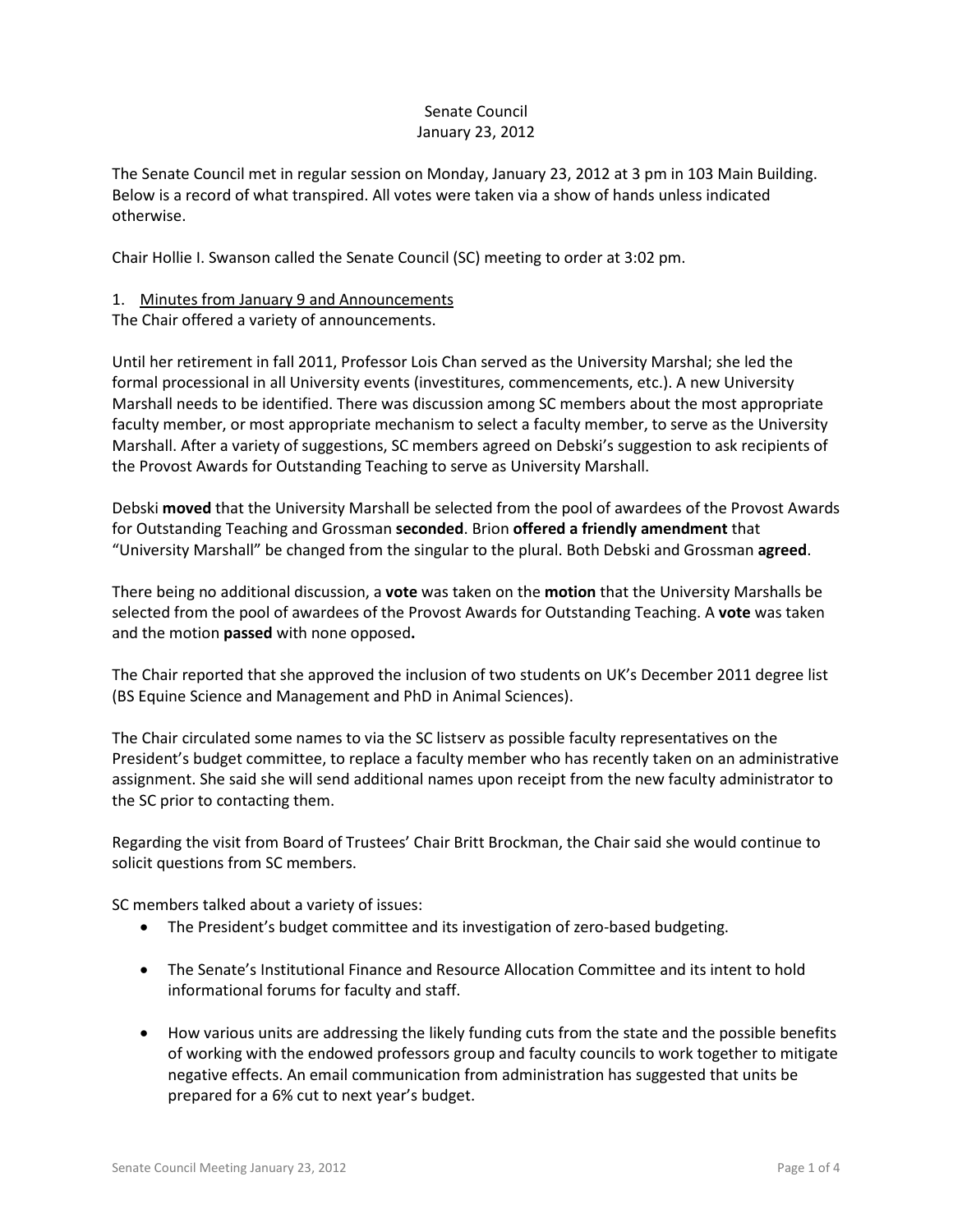Senate Council
January 23, 2012

The Senate Council met in regular session on Monday, January 23, 2012 at 3 pm in 103 Main Building. Below is a record of what transpired. All votes were taken via a show of hands unless indicated otherwise.

Chair Hollie I. Swanson called the Senate Council (SC) meeting to order at 3:02 pm.

1. Minutes from January 9 and Announcements

The Chair offered a variety of announcements.

Until her retirement in fall 2011, Professor Lois Chan served as the University Marshal; she led the formal processional in all University events (investitures, commencements, etc.). A new University Marshall needs to be identified. There was discussion among SC members about the most appropriate faculty member, or most appropriate mechanism to select a faculty member, to serve as the University Marshall. After a variety of suggestions, SC members agreed on Debski's suggestion to ask recipients of the Provost Awards for Outstanding Teaching to serve as University Marshall.

Debski **moved** that the University Marshall be selected from the pool of awardees of the Provost Awards for Outstanding Teaching and Grossman **seconded**. Brion **offered a friendly amendment** that "University Marshall" be changed from the singular to the plural. Both Debski and Grossman **agreed**.

There being no additional discussion, a **vote** was taken on the **motion** that the University Marshalls be selected from the pool of awardees of the Provost Awards for Outstanding Teaching. A **vote** was taken and the motion **passed** with none opposed**.**

The Chair reported that she approved the inclusion of two students on UK's December 2011 degree list (BS Equine Science and Management and PhD in Animal Sciences).

The Chair circulated some names to via the SC listserv as possible faculty representatives on the President's budget committee, to replace a faculty member who has recently taken on an administrative assignment. She said she will send additional names upon receipt from the new faculty administrator to the SC prior to contacting them.

Regarding the visit from Board of Trustees' Chair Britt Brockman, the Chair said she would continue to solicit questions from SC members.

SC members talked about a variety of issues:

- The President's budget committee and its investigation of zero-based budgeting.
- The Senate's Institutional Finance and Resource Allocation Committee and its intent to hold informational forums for faculty and staff.
- How various units are addressing the likely funding cuts from the state and the possible benefits of working with the endowed professors group and faculty councils to work together to mitigate negative effects. An email communication from administration has suggested that units be prepared for a 6% cut to next year's budget.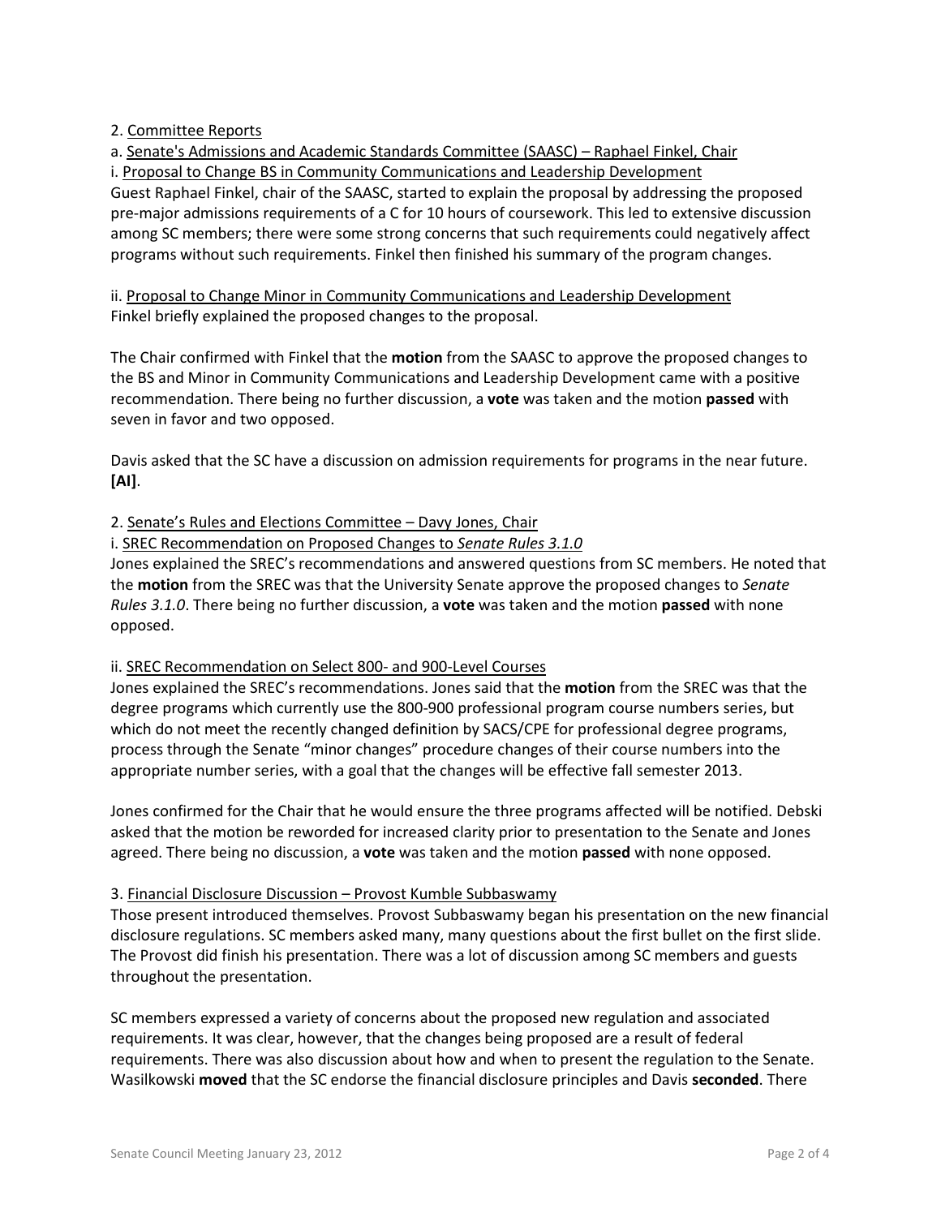2. <u>Committee Reports</u>

a. <u>Senate's Admissions and Academic Standards Committee (SAASC) – Raphael Finkel, Chair</u>

i. <u>Proposal to Change BS in Community Communications and Leadership Development</u>

Guest Raphael Finkel, chair of the SAASC, started to explain the proposal by addressing the proposed pre-major admissions requirements of a C for 10 hours of coursework. This led to extensive discussion among SC members; there were some strong concerns that such requirements could negatively affect programs without such requirements. Finkel then finished his summary of the program changes.

ii. <u>Proposal to Change Minor in Community Communications and Leadership Development</u>

Finkel briefly explained the proposed changes to the proposal.

The Chair confirmed with Finkel that the **motion** from the SAASC to approve the proposed changes to the BS and Minor in Community Communications and Leadership Development came with a positive recommendation. There being no further discussion, a **vote** was taken and the motion **passed** with seven in favor and two opposed.

Davis asked that the SC have a discussion on admission requirements for programs in the near future. **[AI]**.

2. <u>Senate's Rules and Elections Committee – Davy Jones, Chair</u>

i. <u>SREC Recommendation on Proposed Changes to *Senate Rules 3.1.0*</u>

Jones explained the SREC's recommendations and answered questions from SC members. He noted that the **motion** from the SREC was that the University Senate approve the proposed changes to *Senate Rules 3.1.0*. There being no further discussion, a **vote** was taken and the motion **passed** with none opposed.

ii. <u>SREC Recommendation on Select 800- and 900-Level Courses</u>

Jones explained the SREC's recommendations. Jones said that the **motion** from the SREC was that the degree programs which currently use the 800-900 professional program course numbers series, but which do not meet the recently changed definition by SACS/CPE for professional degree programs, process through the Senate "minor changes" procedure changes of their course numbers into the appropriate number series, with a goal that the changes will be effective fall semester 2013.

Jones confirmed for the Chair that he would ensure the three programs affected will be notified. Debski asked that the motion be reworded for increased clarity prior to presentation to the Senate and Jones agreed. There being no discussion, a **vote** was taken and the motion **passed** with none opposed.

3. <u>Financial Disclosure Discussion – Provost Kumble Subbaswamy</u>

Those present introduced themselves. Provost Subbaswamy began his presentation on the new financial disclosure regulations. SC members asked many, many questions about the first bullet on the first slide. The Provost did finish his presentation. There was a lot of discussion among SC members and guests throughout the presentation.

SC members expressed a variety of concerns about the proposed new regulation and associated requirements. It was clear, however, that the changes being proposed are a result of federal requirements. There was also discussion about how and when to present the regulation to the Senate. Wasilkowski **moved** that the SC endorse the financial disclosure principles and Davis **seconded**. There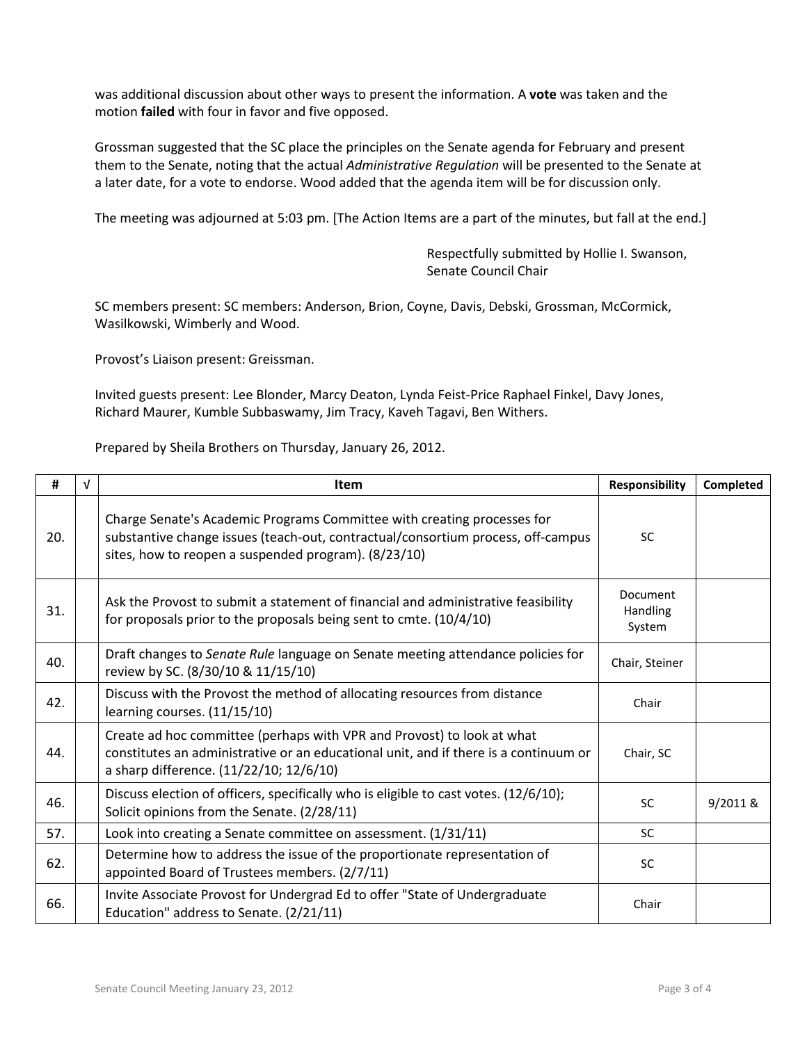was additional discussion about other ways to present the information. A **vote** was taken and the motion **failed** with four in favor and five opposed.

Grossman suggested that the SC place the principles on the Senate agenda for February and present them to the Senate, noting that the actual *Administrative Regulation* will be presented to the Senate at a later date, for a vote to endorse. Wood added that the agenda item will be for discussion only.

The meeting was adjourned at 5:03 pm. [The Action Items are a part of the minutes, but fall at the end.]

Respectfully submitted by Hollie I. Swanson,
Senate Council Chair

SC members present: SC members: Anderson, Brion, Coyne, Davis, Debski, Grossman, McCormick, Wasilkowski, Wimberly and Wood.

Provost's Liaison present: Greissman.

Invited guests present: Lee Blonder, Marcy Deaton, Lynda Feist-Price Raphael Finkel, Davy Jones, Richard Maurer, Kumble Subbaswamy, Jim Tracy, Kaveh Tagavi, Ben Withers.

Prepared by Sheila Brothers on Thursday, January 26, 2012.

| # | √ | Item | Responsibility | Completed |
|---|---|---|---|---|
| 20. | | Charge Senate's Academic Programs Committee with creating processes for substantive change issues (teach-out, contractual/consortium process, off-campus sites, how to reopen a suspended program). (8/23/10) | SC | |
| 31. | | Ask the Provost to submit a statement of financial and administrative feasibility for proposals prior to the proposals being sent to cmte. (10/4/10) | Document Handling System | |
| 40. | | Draft changes to *Senate Rule* language on Senate meeting attendance policies for review by SC. (8/30/10 & 11/15/10) | Chair, Steiner | |
| 42. | | Discuss with the Provost the method of allocating resources from distance learning courses. (11/15/10) | Chair | |
| 44. | | Create ad hoc committee (perhaps with VPR and Provost) to look at what constitutes an administrative or an educational unit, and if there is a continuum or a sharp difference. (11/22/10; 12/6/10) | Chair, SC | |
| 46. | | Discuss election of officers, specifically who is eligible to cast votes. (12/6/10); Solicit opinions from the Senate. (2/28/11) | SC | 9/2011 & |
| 57. | | Look into creating a Senate committee on assessment. (1/31/11) | SC | |
| 62. | | Determine how to address the issue of the proportionate representation of appointed Board of Trustees members. (2/7/11) | SC | |
| 66. | | Invite Associate Provost for Undergrad Ed to offer "State of Undergraduate Education" address to Senate. (2/21/11) | Chair | |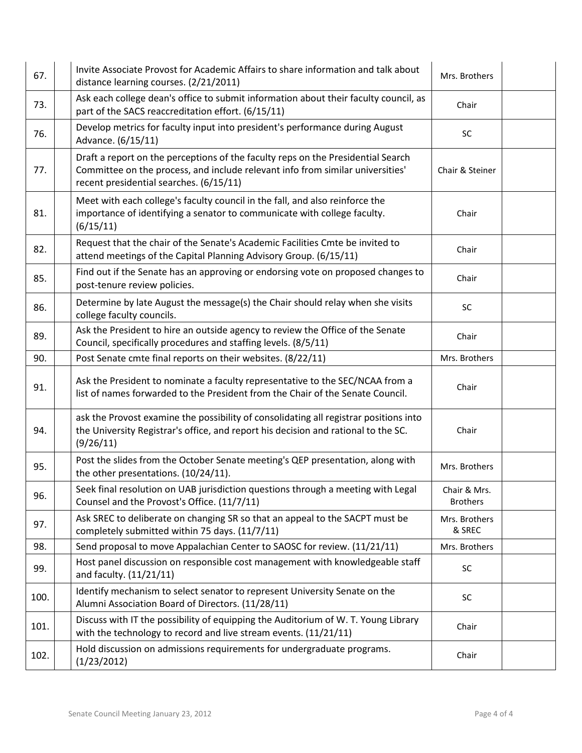| | | | | |
|---|---|---|---|---|
| 67. | | Invite Associate Provost for Academic Affairs to share information and talk about distance learning courses. (2/21/2011) | Mrs. Brothers | |
| 73. | | Ask each college dean's office to submit information about their faculty council, as part of the SACS reaccreditation effort. (6/15/11) | Chair | |
| 76. | | Develop metrics for faculty input into president's performance during August Advance. (6/15/11) | SC | |
| 77. | | Draft a report on the perceptions of the faculty reps on the Presidential Search Committee on the process, and include relevant info from similar universities' recent presidential searches. (6/15/11) | Chair & Steiner | |
| 81. | | Meet with each college's faculty council in the fall, and also reinforce the importance of identifying a senator to communicate with college faculty. (6/15/11) | Chair | |
| 82. | | Request that the chair of the Senate's Academic Facilities Cmte be invited to attend meetings of the Capital Planning Advisory Group. (6/15/11) | Chair | |
| 85. | | Find out if the Senate has an approving or endorsing vote on proposed changes to post-tenure review policies. | Chair | |
| 86. | | Determine by late August the message(s) the Chair should relay when she visits college faculty councils. | SC | |
| 89. | | Ask the President to hire an outside agency to review the Office of the Senate Council, specifically procedures and staffing levels. (8/5/11) | Chair | |
| 90. | | Post Senate cmte final reports on their websites. (8/22/11) | Mrs. Brothers | |
| 91. | | Ask the President to nominate a faculty representative to the SEC/NCAA from a list of names forwarded to the President from the Chair of the Senate Council. | Chair | |
| 94. | | ask the Provost examine the possibility of consolidating all registrar positions into the University Registrar's office, and report his decision and rational to the SC. (9/26/11) | Chair | |
| 95. | | Post the slides from the October Senate meeting's QEP presentation, along with the other presentations. (10/24/11). | Mrs. Brothers | |
| 96. | | Seek final resolution on UAB jurisdiction questions through a meeting with Legal Counsel and the Provost's Office. (11/7/11) | Chair & Mrs. Brothers | |
| 97. | | Ask SREC to deliberate on changing SR so that an appeal to the SACPT must be completely submitted within 75 days. (11/7/11) | Mrs. Brothers & SREC | |
| 98. | | Send proposal to move Appalachian Center to SAOSC for review. (11/21/11) | Mrs. Brothers | |
| 99. | | Host panel discussion on responsible cost management with knowledgeable staff and faculty. (11/21/11) | SC | |
| 100. | | Identify mechanism to select senator to represent University Senate on the Alumni Association Board of Directors. (11/28/11) | SC | |
| 101. | | Discuss with IT the possibility of equipping the Auditorium of W. T. Young Library with the technology to record and live stream events. (11/21/11) | Chair | |
| 102. | | Hold discussion on admissions requirements for undergraduate programs. (1/23/2012) | Chair | |